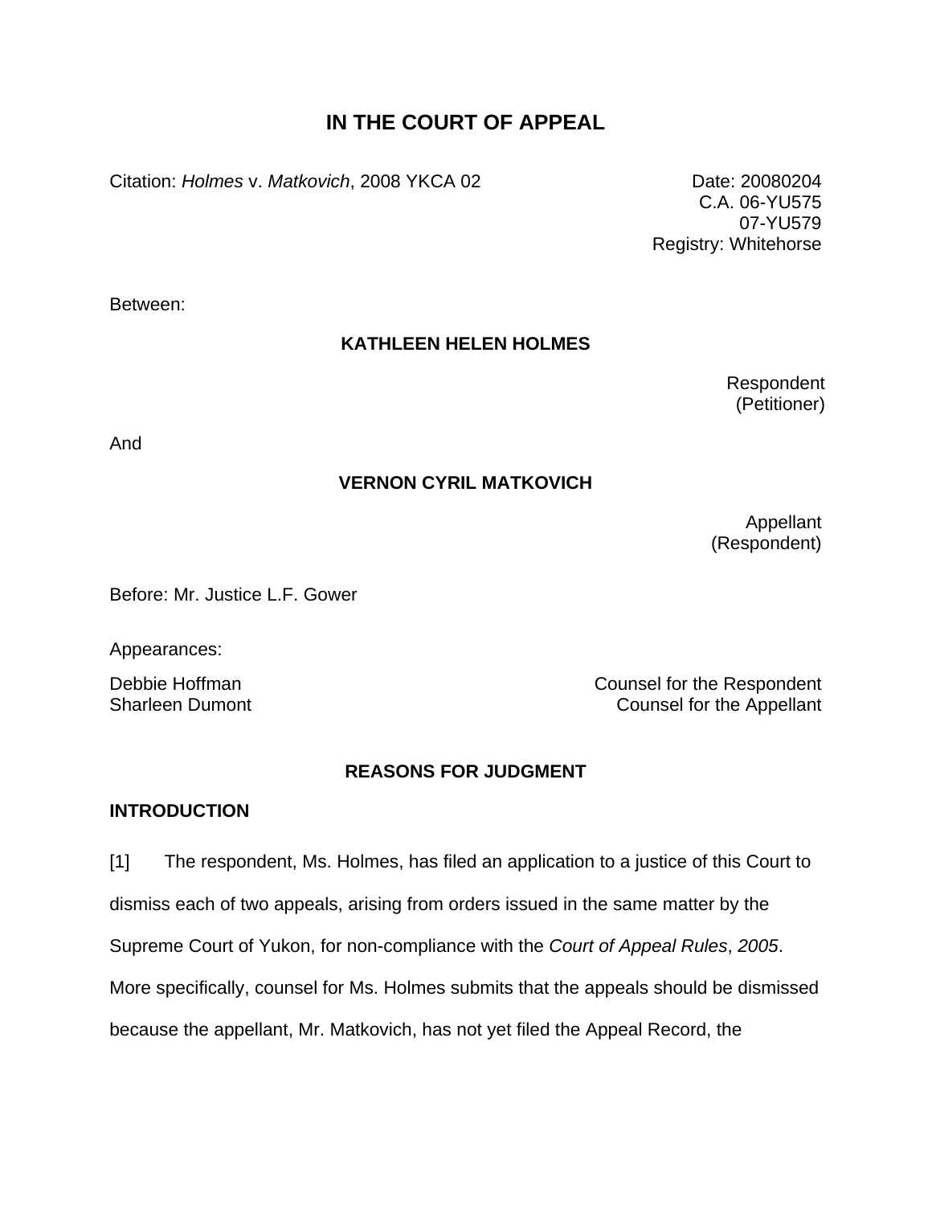# IN THE COURT OF APPEAL

Citation: *Holmes* v. *Matkovich*, 2008 YKCA 02

Date: 20080204
C.A. 06-YU575
07-YU579
Registry: Whitehorse

Between:

**KATHLEEN HELEN HOLMES**

Respondent
(Petitioner)

And

**VERNON CYRIL MATKOVICH**

Appellant
(Respondent)

Before: Mr. Justice L.F. Gower

Appearances:

Debbie Hoffman — Counsel for the Respondent
Sharleen Dumont — Counsel for the Appellant

**REASONS FOR JUDGMENT**

**INTRODUCTION**

[1] The respondent, Ms. Holmes, has filed an application to a justice of this Court to dismiss each of two appeals, arising from orders issued in the same matter by the Supreme Court of Yukon, for non-compliance with the *Court of Appeal Rules*, *2005*. More specifically, counsel for Ms. Holmes submits that the appeals should be dismissed because the appellant, Mr. Matkovich, has not yet filed the Appeal Record, the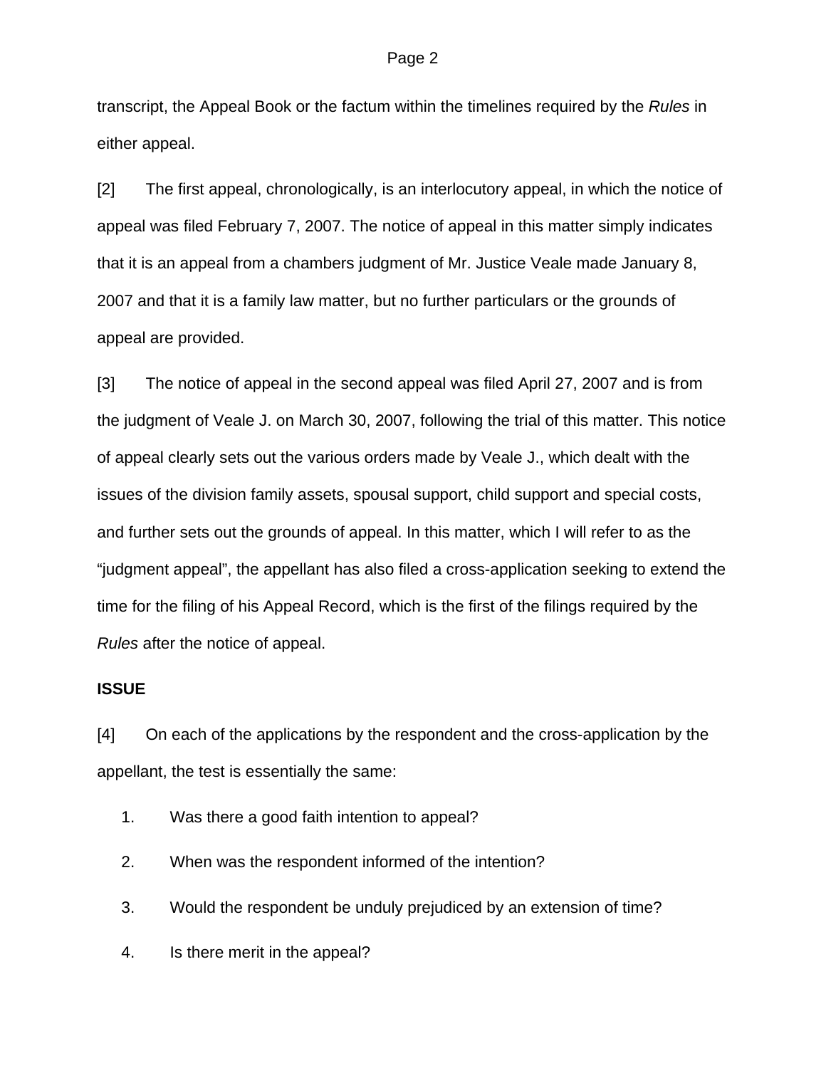transcript, the Appeal Book or the factum within the timelines required by the *Rules* in either appeal.

[2] The first appeal, chronologically, is an interlocutory appeal, in which the notice of appeal was filed February 7, 2007. The notice of appeal in this matter simply indicates that it is an appeal from a chambers judgment of Mr. Justice Veale made January 8, 2007 and that it is a family law matter, but no further particulars or the grounds of appeal are provided.

[3] The notice of appeal in the second appeal was filed April 27, 2007 and is from the judgment of Veale J. on March 30, 2007, following the trial of this matter. This notice of appeal clearly sets out the various orders made by Veale J., which dealt with the issues of the division family assets, spousal support, child support and special costs, and further sets out the grounds of appeal. In this matter, which I will refer to as the "judgment appeal", the appellant has also filed a cross-application seeking to extend the time for the filing of his Appeal Record, which is the first of the filings required by the *Rules* after the notice of appeal.

**ISSUE**

[4] On each of the applications by the respondent and the cross-application by the appellant, the test is essentially the same:

1. Was there a good faith intention to appeal?
2. When was the respondent informed of the intention?
3. Would the respondent be unduly prejudiced by an extension of time?
4. Is there merit in the appeal?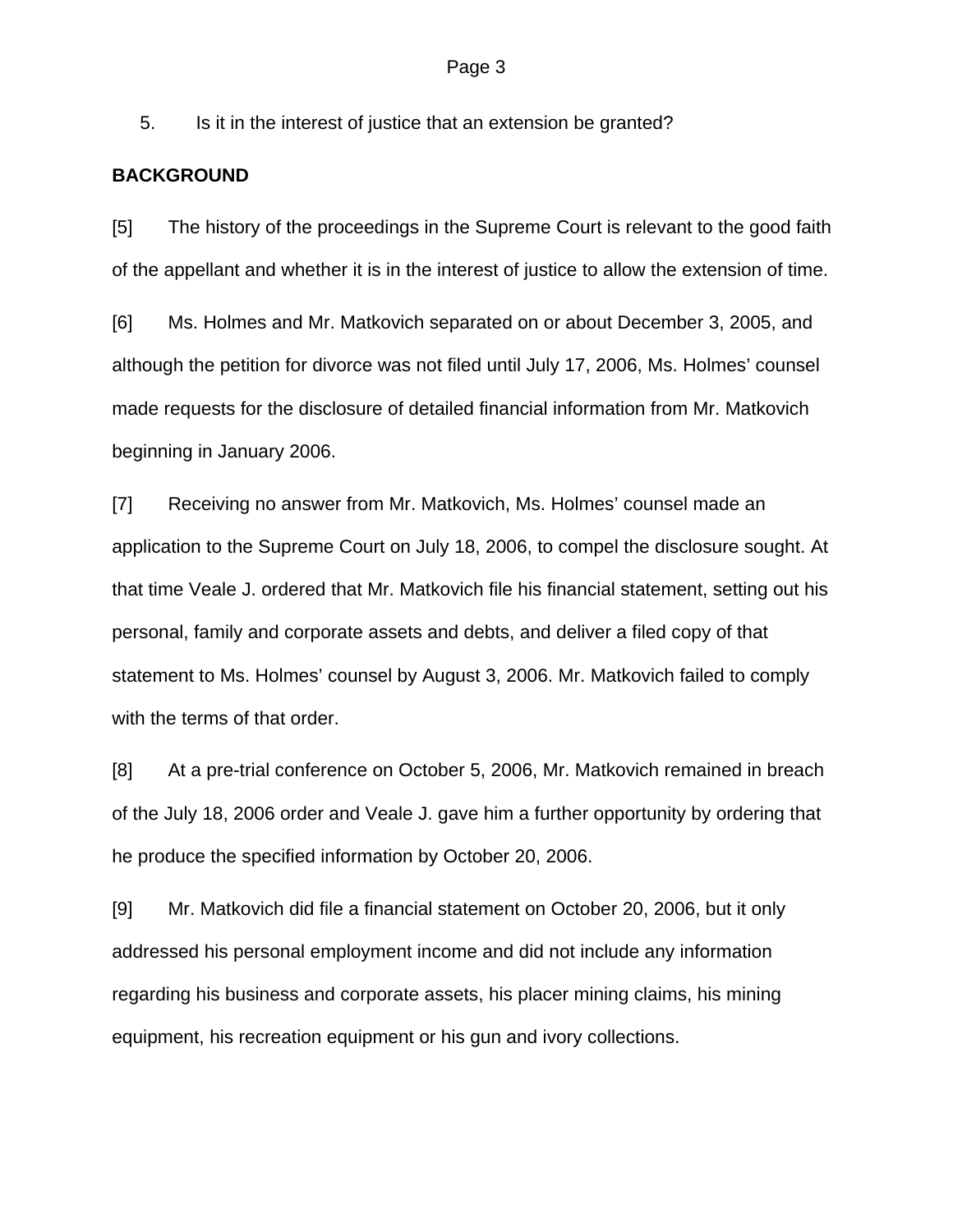5. Is it in the interest of justice that an extension be granted?

**BACKGROUND**

[5] The history of the proceedings in the Supreme Court is relevant to the good faith of the appellant and whether it is in the interest of justice to allow the extension of time.

[6] Ms. Holmes and Mr. Matkovich separated on or about December 3, 2005, and although the petition for divorce was not filed until July 17, 2006, Ms. Holmes' counsel made requests for the disclosure of detailed financial information from Mr. Matkovich beginning in January 2006.

[7] Receiving no answer from Mr. Matkovich, Ms. Holmes' counsel made an application to the Supreme Court on July 18, 2006, to compel the disclosure sought. At that time Veale J. ordered that Mr. Matkovich file his financial statement, setting out his personal, family and corporate assets and debts, and deliver a filed copy of that statement to Ms. Holmes' counsel by August 3, 2006. Mr. Matkovich failed to comply with the terms of that order.

[8] At a pre-trial conference on October 5, 2006, Mr. Matkovich remained in breach of the July 18, 2006 order and Veale J. gave him a further opportunity by ordering that he produce the specified information by October 20, 2006.

[9] Mr. Matkovich did file a financial statement on October 20, 2006, but it only addressed his personal employment income and did not include any information regarding his business and corporate assets, his placer mining claims, his mining equipment, his recreation equipment or his gun and ivory collections.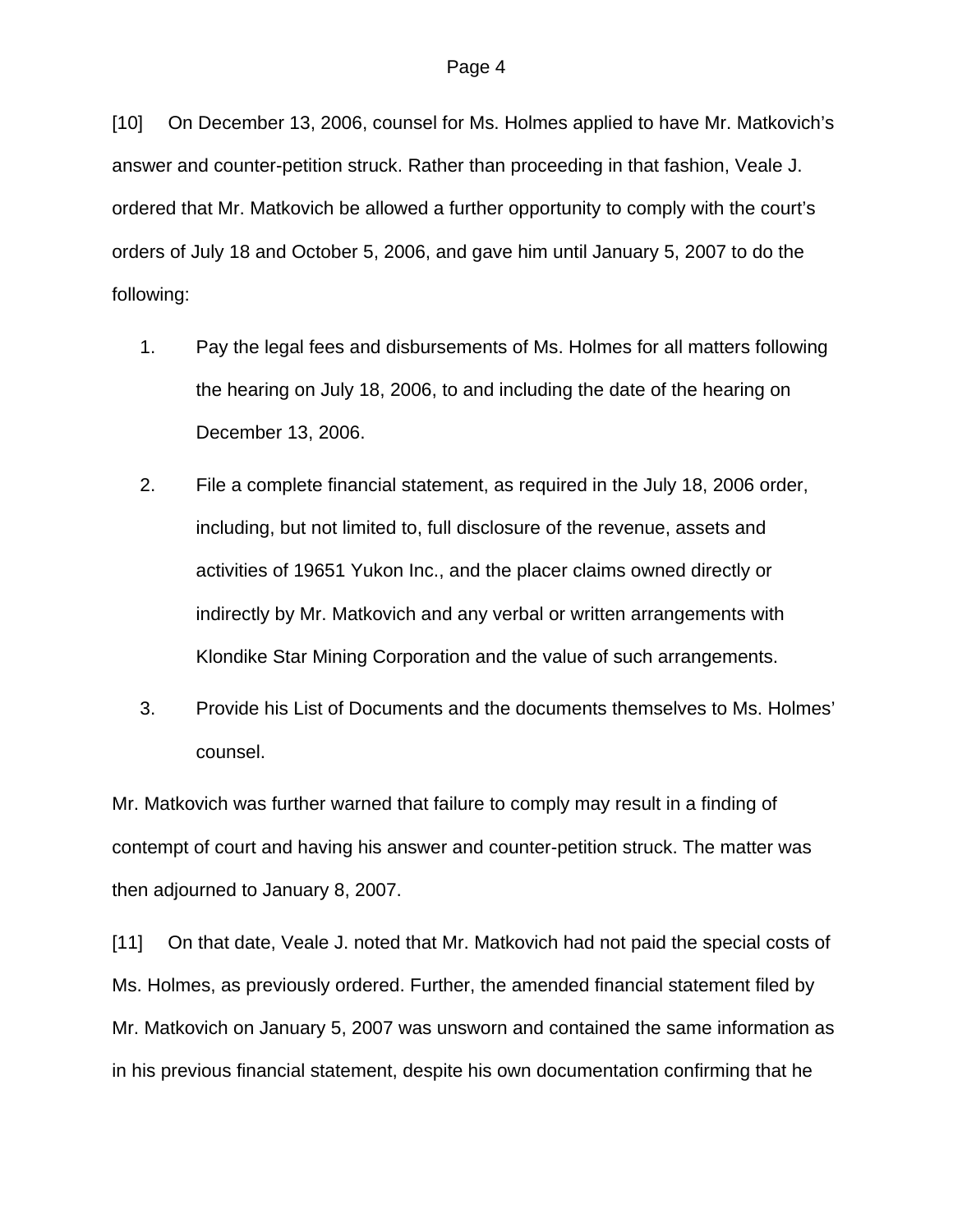[10] On December 13, 2006, counsel for Ms. Holmes applied to have Mr. Matkovich's answer and counter-petition struck. Rather than proceeding in that fashion, Veale J. ordered that Mr. Matkovich be allowed a further opportunity to comply with the court's orders of July 18 and October 5, 2006, and gave him until January 5, 2007 to do the following:

1. Pay the legal fees and disbursements of Ms. Holmes for all matters following the hearing on July 18, 2006, to and including the date of the hearing on December 13, 2006.
2. File a complete financial statement, as required in the July 18, 2006 order, including, but not limited to, full disclosure of the revenue, assets and activities of 19651 Yukon Inc., and the placer claims owned directly or indirectly by Mr. Matkovich and any verbal or written arrangements with Klondike Star Mining Corporation and the value of such arrangements.
3. Provide his List of Documents and the documents themselves to Ms. Holmes' counsel.

Mr. Matkovich was further warned that failure to comply may result in a finding of contempt of court and having his answer and counter-petition struck. The matter was then adjourned to January 8, 2007.

[11] On that date, Veale J. noted that Mr. Matkovich had not paid the special costs of Ms. Holmes, as previously ordered. Further, the amended financial statement filed by Mr. Matkovich on January 5, 2007 was unsworn and contained the same information as in his previous financial statement, despite his own documentation confirming that he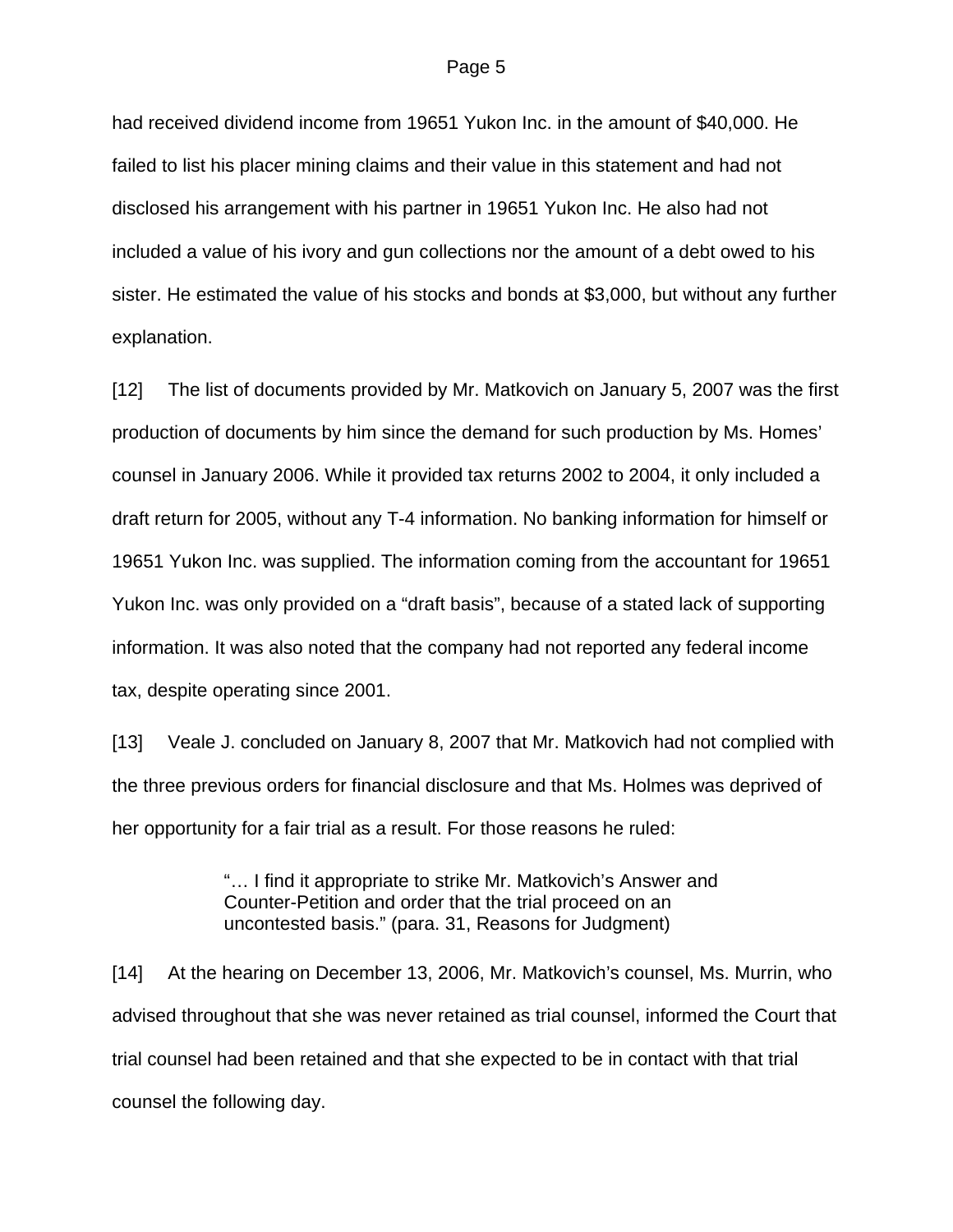had received dividend income from 19651 Yukon Inc. in the amount of $40,000. He failed to list his placer mining claims and their value in this statement and had not disclosed his arrangement with his partner in 19651 Yukon Inc. He also had not included a value of his ivory and gun collections nor the amount of a debt owed to his sister. He estimated the value of his stocks and bonds at $3,000, but without any further explanation.

[12] The list of documents provided by Mr. Matkovich on January 5, 2007 was the first production of documents by him since the demand for such production by Ms. Homes' counsel in January 2006. While it provided tax returns 2002 to 2004, it only included a draft return for 2005, without any T-4 information. No banking information for himself or 19651 Yukon Inc. was supplied. The information coming from the accountant for 19651 Yukon Inc. was only provided on a "draft basis", because of a stated lack of supporting information. It was also noted that the company had not reported any federal income tax, despite operating since 2001.

[13] Veale J. concluded on January 8, 2007 that Mr. Matkovich had not complied with the three previous orders for financial disclosure and that Ms. Holmes was deprived of her opportunity for a fair trial as a result. For those reasons he ruled:

> "… I find it appropriate to strike Mr. Matkovich's Answer and Counter-Petition and order that the trial proceed on an uncontested basis." (para. 31, Reasons for Judgment)

[14] At the hearing on December 13, 2006, Mr. Matkovich's counsel, Ms. Murrin, who advised throughout that she was never retained as trial counsel, informed the Court that trial counsel had been retained and that she expected to be in contact with that trial counsel the following day.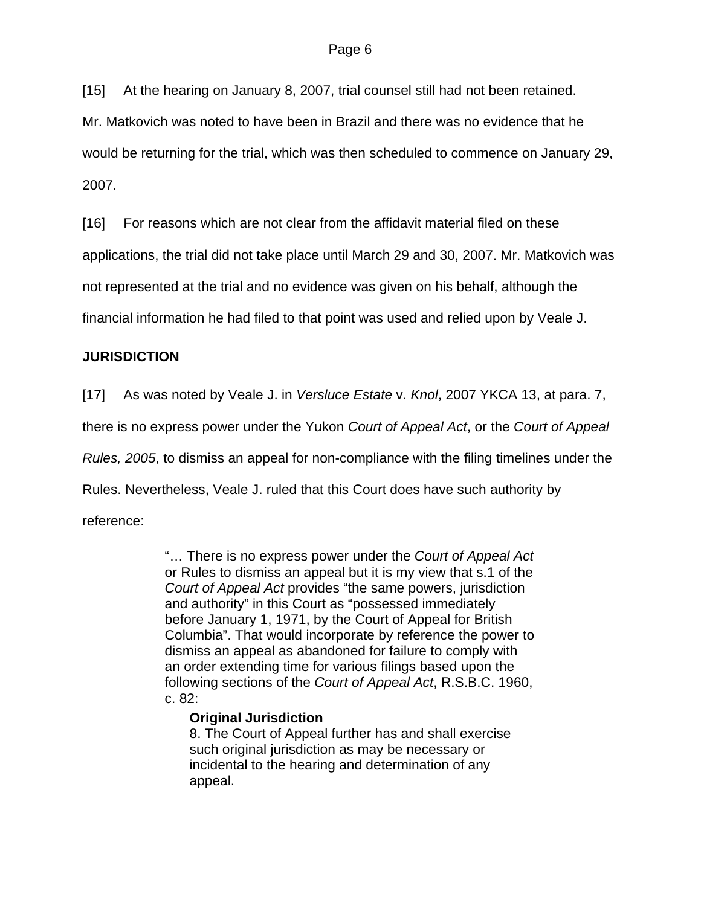[15] At the hearing on January 8, 2007, trial counsel still had not been retained. Mr. Matkovich was noted to have been in Brazil and there was no evidence that he would be returning for the trial, which was then scheduled to commence on January 29, 2007.

[16] For reasons which are not clear from the affidavit material filed on these applications, the trial did not take place until March 29 and 30, 2007. Mr. Matkovich was not represented at the trial and no evidence was given on his behalf, although the financial information he had filed to that point was used and relied upon by Veale J.

## JURISDICTION

[17] As was noted by Veale J. in *Versluce Estate* v. *Knol*, 2007 YKCA 13, at para. 7, there is no express power under the Yukon *Court of Appeal Act*, or the *Court of Appeal Rules, 2005*, to dismiss an appeal for non-compliance with the filing timelines under the Rules. Nevertheless, Veale J. ruled that this Court does have such authority by reference:

> "… There is no express power under the *Court of Appeal Act* or Rules to dismiss an appeal but it is my view that s.1 of the *Court of Appeal Act* provides "the same powers, jurisdiction and authority" in this Court as "possessed immediately before January 1, 1971, by the Court of Appeal for British Columbia". That would incorporate by reference the power to dismiss an appeal as abandoned for failure to comply with an order extending time for various filings based upon the following sections of the *Court of Appeal Act*, R.S.B.C. 1960, c. 82:
>
> > **Original Jurisdiction**
> > 8. The Court of Appeal further has and shall exercise such original jurisdiction as may be necessary or incidental to the hearing and determination of any appeal.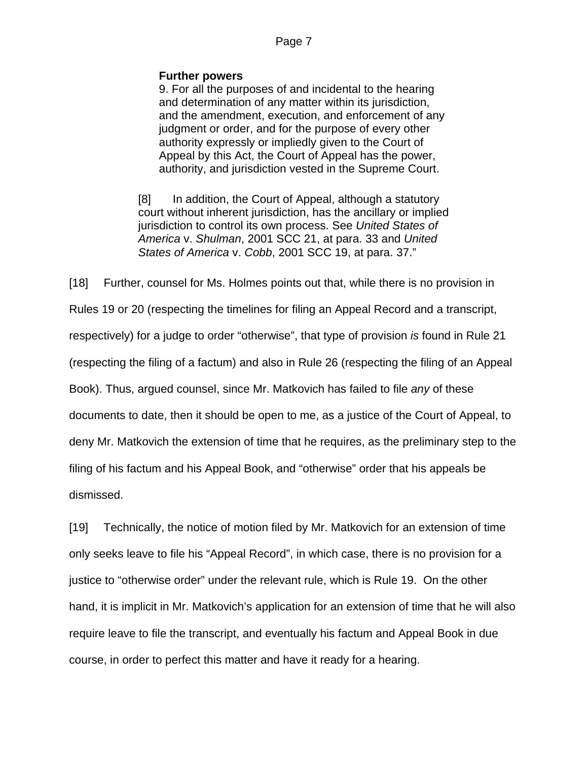> **Further powers**
> 9. For all the purposes of and incidental to the hearing and determination of any matter within its jurisdiction, and the amendment, execution, and enforcement of any judgment or order, and for the purpose of every other authority expressly or impliedly given to the Court of Appeal by this Act, the Court of Appeal has the power, authority, and jurisdiction vested in the Supreme Court.

> [8] In addition, the Court of Appeal, although a statutory court without inherent jurisdiction, has the ancillary or implied jurisdiction to control its own process. See *United States of America* v. *Shulman*, 2001 SCC 21, at para. 33 and *United States of America* v. *Cobb*, 2001 SCC 19, at para. 37."

[18] Further, counsel for Ms. Holmes points out that, while there is no provision in Rules 19 or 20 (respecting the timelines for filing an Appeal Record and a transcript, respectively) for a judge to order "otherwise", that type of provision *is* found in Rule 21 (respecting the filing of a factum) and also in Rule 26 (respecting the filing of an Appeal Book). Thus, argued counsel, since Mr. Matkovich has failed to file *any* of these documents to date, then it should be open to me, as a justice of the Court of Appeal, to deny Mr. Matkovich the extension of time that he requires, as the preliminary step to the filing of his factum and his Appeal Book, and "otherwise" order that his appeals be dismissed.

[19] Technically, the notice of motion filed by Mr. Matkovich for an extension of time only seeks leave to file his "Appeal Record", in which case, there is no provision for a justice to "otherwise order" under the relevant rule, which is Rule 19. On the other hand, it is implicit in Mr. Matkovich's application for an extension of time that he will also require leave to file the transcript, and eventually his factum and Appeal Book in due course, in order to perfect this matter and have it ready for a hearing.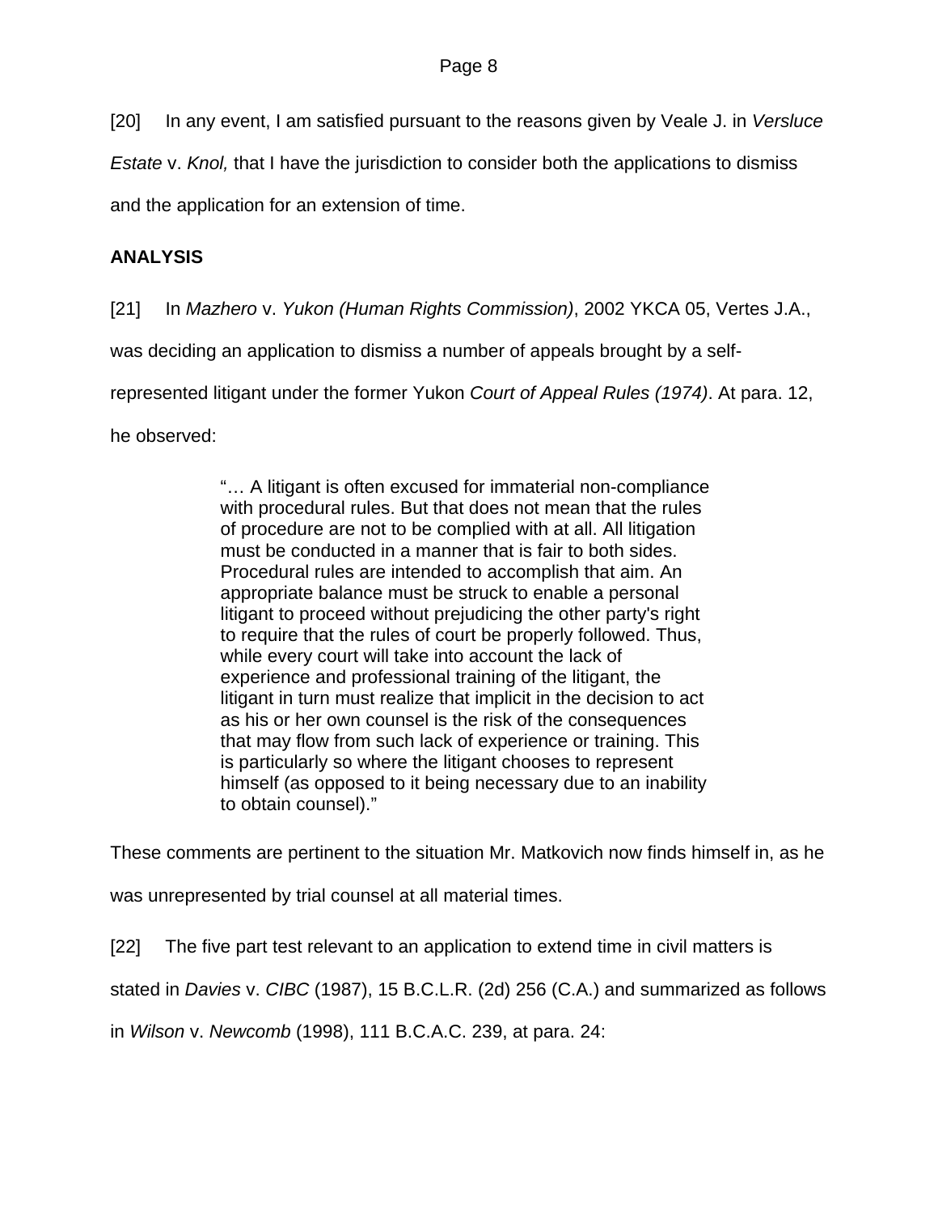[20] In any event, I am satisfied pursuant to the reasons given by Veale J. in *Versluce Estate* v. *Knol,* that I have the jurisdiction to consider both the applications to dismiss and the application for an extension of time.

**ANALYSIS**

[21] In *Mazhero* v. *Yukon (Human Rights Commission)*, 2002 YKCA 05, Vertes J.A., was deciding an application to dismiss a number of appeals brought by a self-represented litigant under the former Yukon *Court of Appeal Rules (1974)*. At para. 12, he observed:

> "… A litigant is often excused for immaterial non-compliance with procedural rules. But that does not mean that the rules of procedure are not to be complied with at all. All litigation must be conducted in a manner that is fair to both sides. Procedural rules are intended to accomplish that aim. An appropriate balance must be struck to enable a personal litigant to proceed without prejudicing the other party's right to require that the rules of court be properly followed. Thus, while every court will take into account the lack of experience and professional training of the litigant, the litigant in turn must realize that implicit in the decision to act as his or her own counsel is the risk of the consequences that may flow from such lack of experience or training. This is particularly so where the litigant chooses to represent himself (as opposed to it being necessary due to an inability to obtain counsel)."

These comments are pertinent to the situation Mr. Matkovich now finds himself in, as he was unrepresented by trial counsel at all material times.

[22] The five part test relevant to an application to extend time in civil matters is stated in *Davies* v. *CIBC* (1987), 15 B.C.L.R. (2d) 256 (C.A.) and summarized as follows in *Wilson* v. *Newcomb* (1998), 111 B.C.A.C. 239, at para. 24: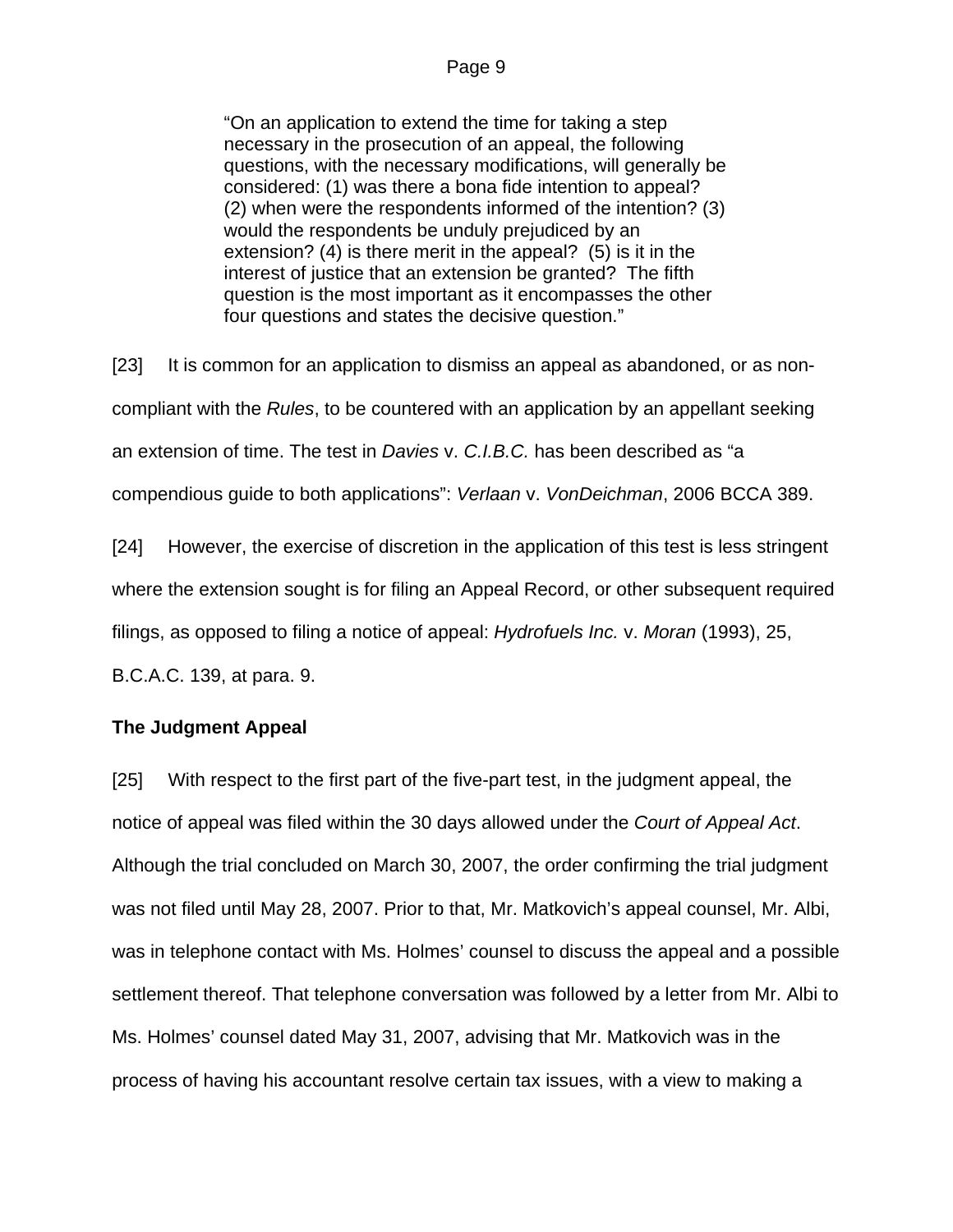> "On an application to extend the time for taking a step necessary in the prosecution of an appeal, the following questions, with the necessary modifications, will generally be considered: (1) was there a bona fide intention to appeal? (2) when were the respondents informed of the intention? (3) would the respondents be unduly prejudiced by an extension? (4) is there merit in the appeal? (5) is it in the interest of justice that an extension be granted? The fifth question is the most important as it encompasses the other four questions and states the decisive question."

[23] It is common for an application to dismiss an appeal as abandoned, or as non-compliant with the *Rules*, to be countered with an application by an appellant seeking an extension of time. The test in *Davies* v. *C.I.B.C.* has been described as "a compendious guide to both applications": *Verlaan* v. *VonDeichman*, 2006 BCCA 389.

[24] However, the exercise of discretion in the application of this test is less stringent where the extension sought is for filing an Appeal Record, or other subsequent required filings, as opposed to filing a notice of appeal: *Hydrofuels Inc.* v. *Moran* (1993), 25, B.C.A.C. 139, at para. 9.

**The Judgment Appeal**

[25] With respect to the first part of the five-part test, in the judgment appeal, the notice of appeal was filed within the 30 days allowed under the *Court of Appeal Act*. Although the trial concluded on March 30, 2007, the order confirming the trial judgment was not filed until May 28, 2007. Prior to that, Mr. Matkovich's appeal counsel, Mr. Albi, was in telephone contact with Ms. Holmes' counsel to discuss the appeal and a possible settlement thereof. That telephone conversation was followed by a letter from Mr. Albi to Ms. Holmes' counsel dated May 31, 2007, advising that Mr. Matkovich was in the process of having his accountant resolve certain tax issues, with a view to making a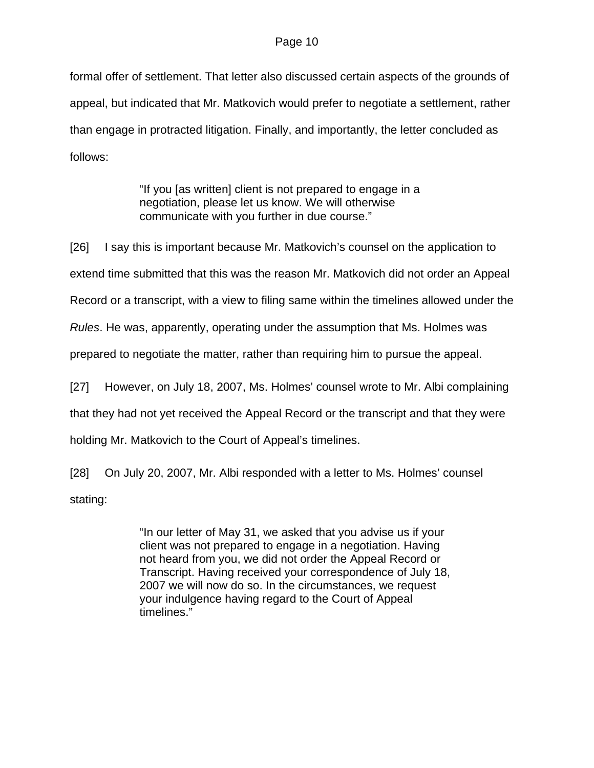formal offer of settlement. That letter also discussed certain aspects of the grounds of appeal, but indicated that Mr. Matkovich would prefer to negotiate a settlement, rather than engage in protracted litigation. Finally, and importantly, the letter concluded as follows:

> "If you [as written] client is not prepared to engage in a negotiation, please let us know. We will otherwise communicate with you further in due course."

[26] I say this is important because Mr. Matkovich's counsel on the application to extend time submitted that this was the reason Mr. Matkovich did not order an Appeal Record or a transcript, with a view to filing same within the timelines allowed under the *Rules*. He was, apparently, operating under the assumption that Ms. Holmes was prepared to negotiate the matter, rather than requiring him to pursue the appeal.

[27] However, on July 18, 2007, Ms. Holmes' counsel wrote to Mr. Albi complaining that they had not yet received the Appeal Record or the transcript and that they were holding Mr. Matkovich to the Court of Appeal's timelines.

[28] On July 20, 2007, Mr. Albi responded with a letter to Ms. Holmes' counsel stating:

> "In our letter of May 31, we asked that you advise us if your client was not prepared to engage in a negotiation. Having not heard from you, we did not order the Appeal Record or Transcript. Having received your correspondence of July 18, 2007 we will now do so. In the circumstances, we request your indulgence having regard to the Court of Appeal timelines."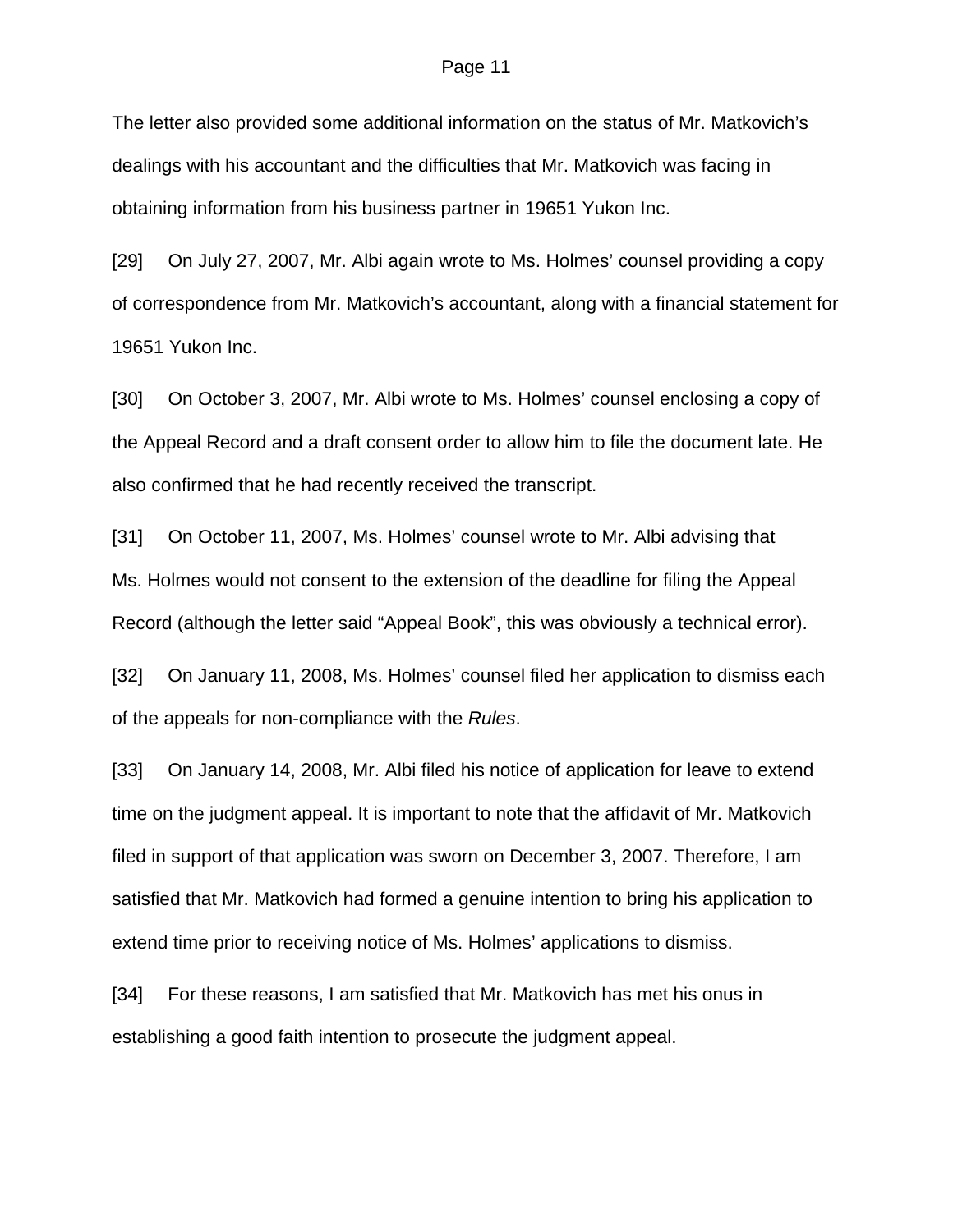The letter also provided some additional information on the status of Mr. Matkovich's dealings with his accountant and the difficulties that Mr. Matkovich was facing in obtaining information from his business partner in 19651 Yukon Inc.

[29] On July 27, 2007, Mr. Albi again wrote to Ms. Holmes' counsel providing a copy of correspondence from Mr. Matkovich's accountant, along with a financial statement for 19651 Yukon Inc.

[30] On October 3, 2007, Mr. Albi wrote to Ms. Holmes' counsel enclosing a copy of the Appeal Record and a draft consent order to allow him to file the document late. He also confirmed that he had recently received the transcript.

[31] On October 11, 2007, Ms. Holmes' counsel wrote to Mr. Albi advising that Ms. Holmes would not consent to the extension of the deadline for filing the Appeal Record (although the letter said "Appeal Book", this was obviously a technical error).

[32] On January 11, 2008, Ms. Holmes' counsel filed her application to dismiss each of the appeals for non-compliance with the *Rules*.

[33] On January 14, 2008, Mr. Albi filed his notice of application for leave to extend time on the judgment appeal. It is important to note that the affidavit of Mr. Matkovich filed in support of that application was sworn on December 3, 2007. Therefore, I am satisfied that Mr. Matkovich had formed a genuine intention to bring his application to extend time prior to receiving notice of Ms. Holmes' applications to dismiss.

[34] For these reasons, I am satisfied that Mr. Matkovich has met his onus in establishing a good faith intention to prosecute the judgment appeal.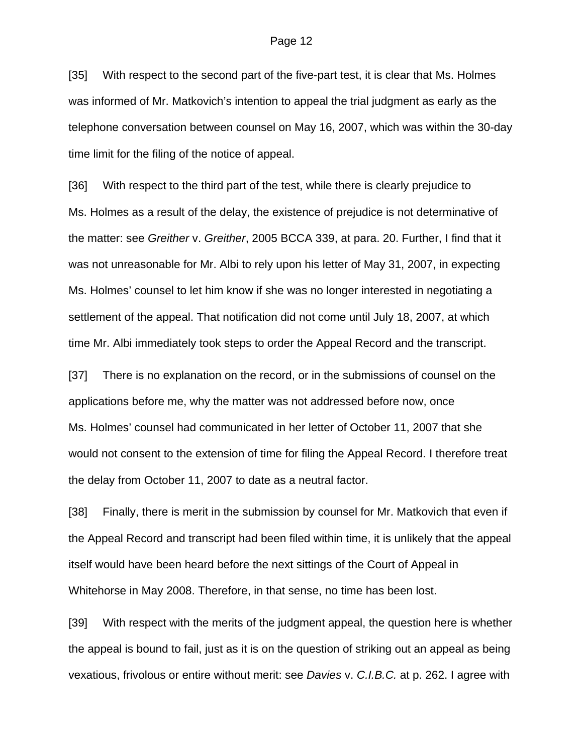[35] With respect to the second part of the five-part test, it is clear that Ms. Holmes was informed of Mr. Matkovich's intention to appeal the trial judgment as early as the telephone conversation between counsel on May 16, 2007, which was within the 30-day time limit for the filing of the notice of appeal.

[36] With respect to the third part of the test, while there is clearly prejudice to Ms. Holmes as a result of the delay, the existence of prejudice is not determinative of the matter: see *Greither* v. *Greither*, 2005 BCCA 339, at para. 20. Further, I find that it was not unreasonable for Mr. Albi to rely upon his letter of May 31, 2007, in expecting Ms. Holmes' counsel to let him know if she was no longer interested in negotiating a settlement of the appeal. That notification did not come until July 18, 2007, at which time Mr. Albi immediately took steps to order the Appeal Record and the transcript.

[37] There is no explanation on the record, or in the submissions of counsel on the applications before me, why the matter was not addressed before now, once Ms. Holmes' counsel had communicated in her letter of October 11, 2007 that she would not consent to the extension of time for filing the Appeal Record. I therefore treat the delay from October 11, 2007 to date as a neutral factor.

[38] Finally, there is merit in the submission by counsel for Mr. Matkovich that even if the Appeal Record and transcript had been filed within time, it is unlikely that the appeal itself would have been heard before the next sittings of the Court of Appeal in Whitehorse in May 2008. Therefore, in that sense, no time has been lost.

[39] With respect with the merits of the judgment appeal, the question here is whether the appeal is bound to fail, just as it is on the question of striking out an appeal as being vexatious, frivolous or entire without merit: see *Davies* v. *C.I.B.C.* at p. 262. I agree with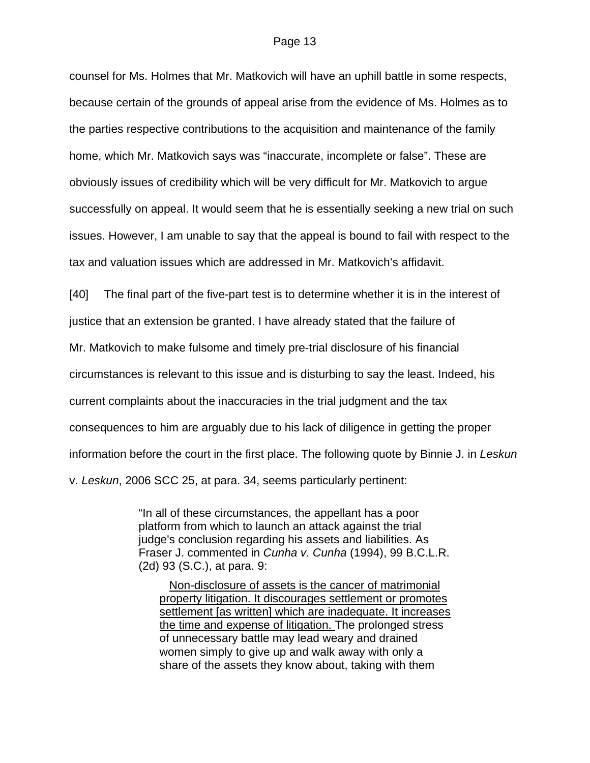counsel for Ms. Holmes that Mr. Matkovich will have an uphill battle in some respects, because certain of the grounds of appeal arise from the evidence of Ms. Holmes as to the parties respective contributions to the acquisition and maintenance of the family home, which Mr. Matkovich says was "inaccurate, incomplete or false". These are obviously issues of credibility which will be very difficult for Mr. Matkovich to argue successfully on appeal. It would seem that he is essentially seeking a new trial on such issues. However, I am unable to say that the appeal is bound to fail with respect to the tax and valuation issues which are addressed in Mr. Matkovich's affidavit.

[40] The final part of the five-part test is to determine whether it is in the interest of justice that an extension be granted. I have already stated that the failure of Mr. Matkovich to make fulsome and timely pre-trial disclosure of his financial circumstances is relevant to this issue and is disturbing to say the least. Indeed, his current complaints about the inaccuracies in the trial judgment and the tax consequences to him are arguably due to his lack of diligence in getting the proper information before the court in the first place. The following quote by Binnie J. in *Leskun* v. *Leskun*, 2006 SCC 25, at para. 34, seems particularly pertinent:

> "In all of these circumstances, the appellant has a poor platform from which to launch an attack against the trial judge's conclusion regarding his assets and liabilities. As Fraser J. commented in *Cunha v. Cunha* (1994), 99 B.C.L.R. (2d) 93 (S.C.), at para. 9:
>
> > <u>Non-disclosure of assets is the cancer of matrimonial property litigation. It discourages settlement or promotes settlement [as written] which are inadequate. It increases the time and expense of litigation.</u> The prolonged stress of unnecessary battle may lead weary and drained women simply to give up and walk away with only a share of the assets they know about, taking with them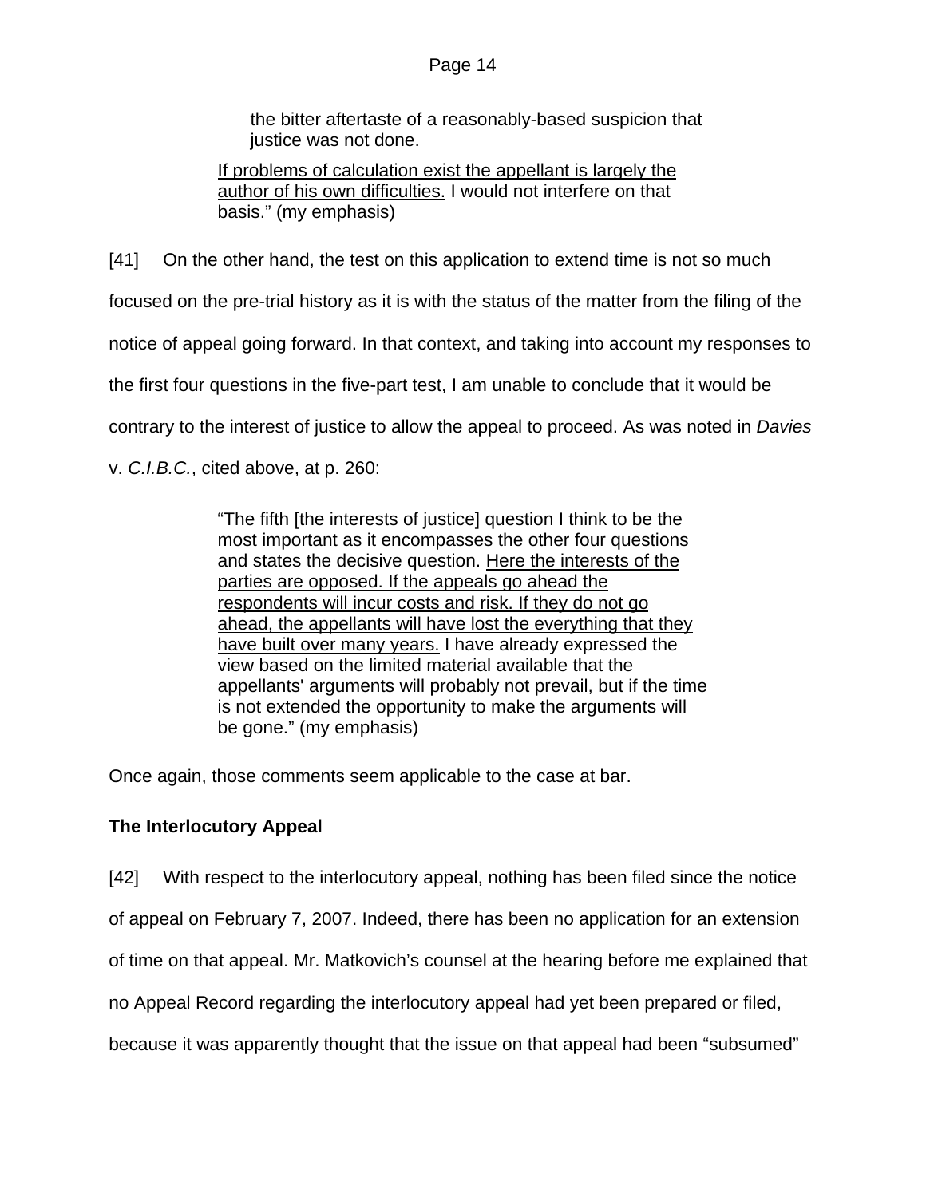> the bitter aftertaste of a reasonably-based suspicion that justice was not done.
>
> If problems of calculation exist the appellant is largely the author of his own difficulties. I would not interfere on that basis." (my emphasis)

[41] On the other hand, the test on this application to extend time is not so much focused on the pre-trial history as it is with the status of the matter from the filing of the notice of appeal going forward. In that context, and taking into account my responses to the first four questions in the five-part test, I am unable to conclude that it would be contrary to the interest of justice to allow the appeal to proceed. As was noted in *Davies* v. *C.I.B.C.*, cited above, at p. 260:

> "The fifth [the interests of justice] question I think to be the most important as it encompasses the other four questions and states the decisive question. Here the interests of the parties are opposed. If the appeals go ahead the respondents will incur costs and risk. If they do not go ahead, the appellants will have lost the everything that they have built over many years. I have already expressed the view based on the limited material available that the appellants' arguments will probably not prevail, but if the time is not extended the opportunity to make the arguments will be gone." (my emphasis)

Once again, those comments seem applicable to the case at bar.

**The Interlocutory Appeal**

[42] With respect to the interlocutory appeal, nothing has been filed since the notice of appeal on February 7, 2007. Indeed, there has been no application for an extension of time on that appeal. Mr. Matkovich's counsel at the hearing before me explained that no Appeal Record regarding the interlocutory appeal had yet been prepared or filed, because it was apparently thought that the issue on that appeal had been "subsumed"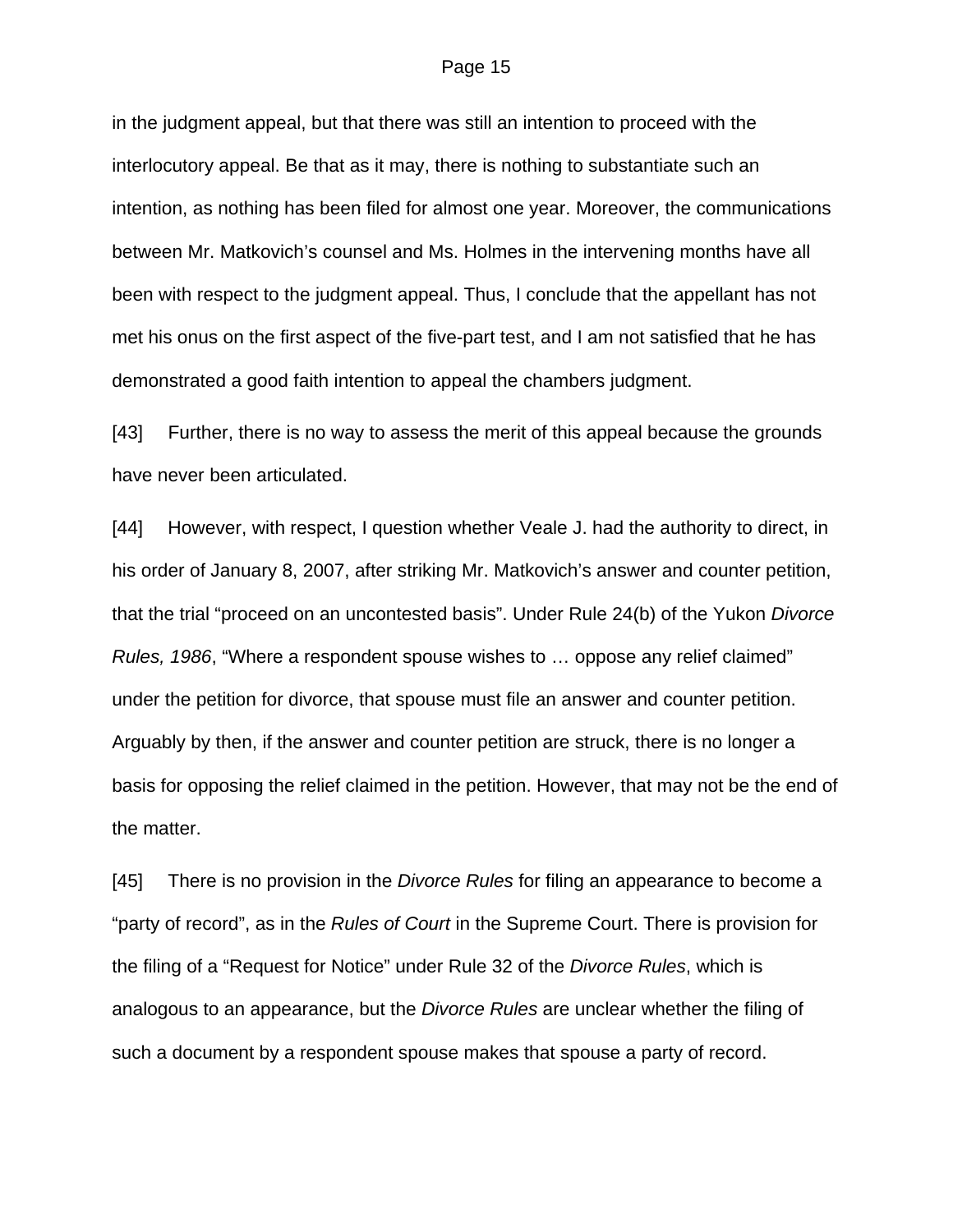in the judgment appeal, but that there was still an intention to proceed with the interlocutory appeal. Be that as it may, there is nothing to substantiate such an intention, as nothing has been filed for almost one year. Moreover, the communications between Mr. Matkovich's counsel and Ms. Holmes in the intervening months have all been with respect to the judgment appeal. Thus, I conclude that the appellant has not met his onus on the first aspect of the five-part test, and I am not satisfied that he has demonstrated a good faith intention to appeal the chambers judgment.

[43] Further, there is no way to assess the merit of this appeal because the grounds have never been articulated.

[44] However, with respect, I question whether Veale J. had the authority to direct, in his order of January 8, 2007, after striking Mr. Matkovich's answer and counter petition, that the trial "proceed on an uncontested basis". Under Rule 24(b) of the Yukon *Divorce Rules, 1986*, "Where a respondent spouse wishes to … oppose any relief claimed" under the petition for divorce, that spouse must file an answer and counter petition. Arguably by then, if the answer and counter petition are struck, there is no longer a basis for opposing the relief claimed in the petition. However, that may not be the end of the matter.

[45] There is no provision in the *Divorce Rules* for filing an appearance to become a "party of record", as in the *Rules of Court* in the Supreme Court. There is provision for the filing of a "Request for Notice" under Rule 32 of the *Divorce Rules*, which is analogous to an appearance, but the *Divorce Rules* are unclear whether the filing of such a document by a respondent spouse makes that spouse a party of record.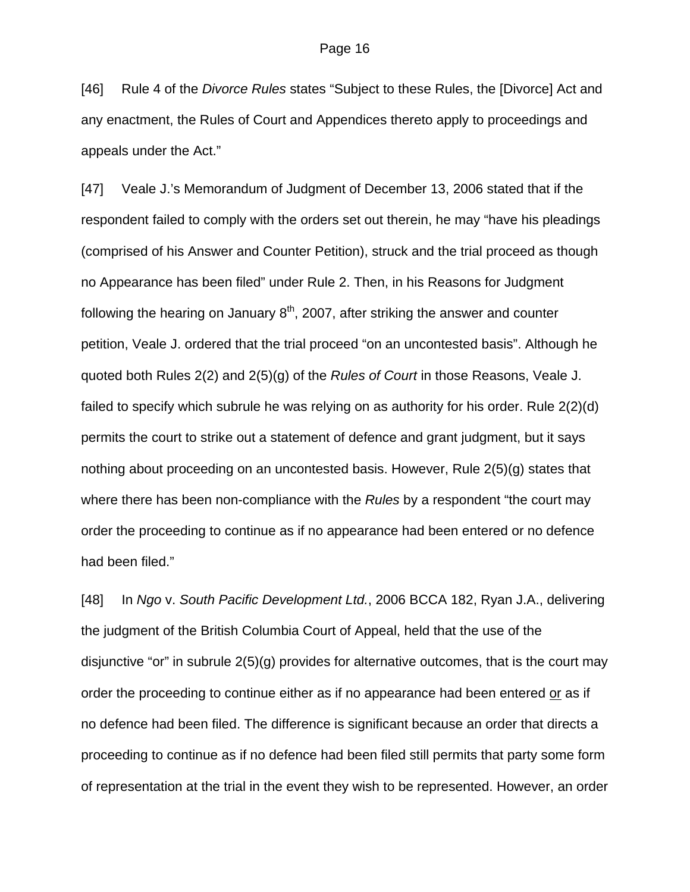[46] Rule 4 of the *Divorce Rules* states "Subject to these Rules, the [Divorce] Act and any enactment, the Rules of Court and Appendices thereto apply to proceedings and appeals under the Act."

[47] Veale J.'s Memorandum of Judgment of December 13, 2006 stated that if the respondent failed to comply with the orders set out therein, he may "have his pleadings (comprised of his Answer and Counter Petition), struck and the trial proceed as though no Appearance has been filed" under Rule 2. Then, in his Reasons for Judgment following the hearing on January 8th, 2007, after striking the answer and counter petition, Veale J. ordered that the trial proceed "on an uncontested basis". Although he quoted both Rules 2(2) and 2(5)(g) of the *Rules of Court* in those Reasons, Veale J. failed to specify which subrule he was relying on as authority for his order. Rule 2(2)(d) permits the court to strike out a statement of defence and grant judgment, but it says nothing about proceeding on an uncontested basis. However, Rule 2(5)(g) states that where there has been non-compliance with the *Rules* by a respondent "the court may order the proceeding to continue as if no appearance had been entered or no defence had been filed."

[48] In *Ngo* v. *South Pacific Development Ltd.*, 2006 BCCA 182, Ryan J.A., delivering the judgment of the British Columbia Court of Appeal, held that the use of the disjunctive "or" in subrule 2(5)(g) provides for alternative outcomes, that is the court may order the proceeding to continue either as if no appearance had been entered <u>or</u> as if no defence had been filed. The difference is significant because an order that directs a proceeding to continue as if no defence had been filed still permits that party some form of representation at the trial in the event they wish to be represented. However, an order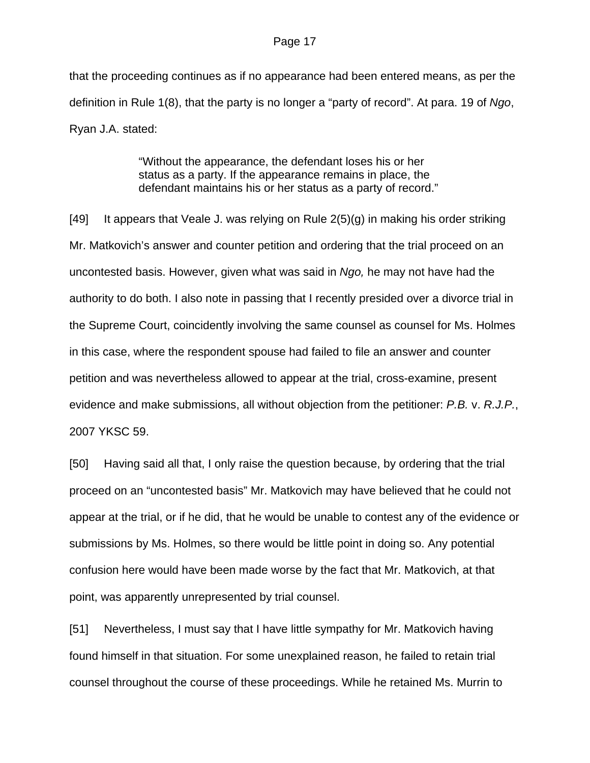that the proceeding continues as if no appearance had been entered means, as per the definition in Rule 1(8), that the party is no longer a "party of record". At para. 19 of *Ngo*, Ryan J.A. stated:

> "Without the appearance, the defendant loses his or her status as a party. If the appearance remains in place, the defendant maintains his or her status as a party of record."

[49] It appears that Veale J. was relying on Rule 2(5)(g) in making his order striking Mr. Matkovich's answer and counter petition and ordering that the trial proceed on an uncontested basis. However, given what was said in *Ngo,* he may not have had the authority to do both. I also note in passing that I recently presided over a divorce trial in the Supreme Court, coincidently involving the same counsel as counsel for Ms. Holmes in this case, where the respondent spouse had failed to file an answer and counter petition and was nevertheless allowed to appear at the trial, cross-examine, present evidence and make submissions, all without objection from the petitioner: *P.B.* v. *R.J.P.*, 2007 YKSC 59.

[50] Having said all that, I only raise the question because, by ordering that the trial proceed on an "uncontested basis" Mr. Matkovich may have believed that he could not appear at the trial, or if he did, that he would be unable to contest any of the evidence or submissions by Ms. Holmes, so there would be little point in doing so. Any potential confusion here would have been made worse by the fact that Mr. Matkovich, at that point, was apparently unrepresented by trial counsel.

[51] Nevertheless, I must say that I have little sympathy for Mr. Matkovich having found himself in that situation. For some unexplained reason, he failed to retain trial counsel throughout the course of these proceedings. While he retained Ms. Murrin to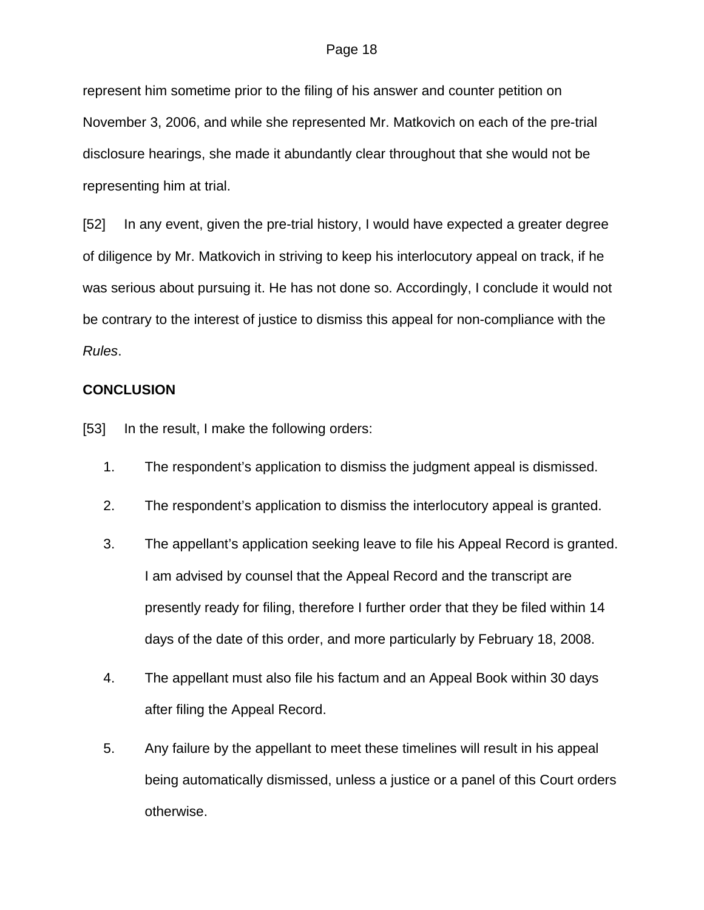represent him sometime prior to the filing of his answer and counter petition on November 3, 2006, and while she represented Mr. Matkovich on each of the pre-trial disclosure hearings, she made it abundantly clear throughout that she would not be representing him at trial.

[52] In any event, given the pre-trial history, I would have expected a greater degree of diligence by Mr. Matkovich in striving to keep his interlocutory appeal on track, if he was serious about pursuing it. He has not done so. Accordingly, I conclude it would not be contrary to the interest of justice to dismiss this appeal for non-compliance with the *Rules*.

**CONCLUSION**

[53] In the result, I make the following orders:

1. The respondent's application to dismiss the judgment appeal is dismissed.
2. The respondent's application to dismiss the interlocutory appeal is granted.
3. The appellant's application seeking leave to file his Appeal Record is granted. I am advised by counsel that the Appeal Record and the transcript are presently ready for filing, therefore I further order that they be filed within 14 days of the date of this order, and more particularly by February 18, 2008.
4. The appellant must also file his factum and an Appeal Book within 30 days after filing the Appeal Record.
5. Any failure by the appellant to meet these timelines will result in his appeal being automatically dismissed, unless a justice or a panel of this Court orders otherwise.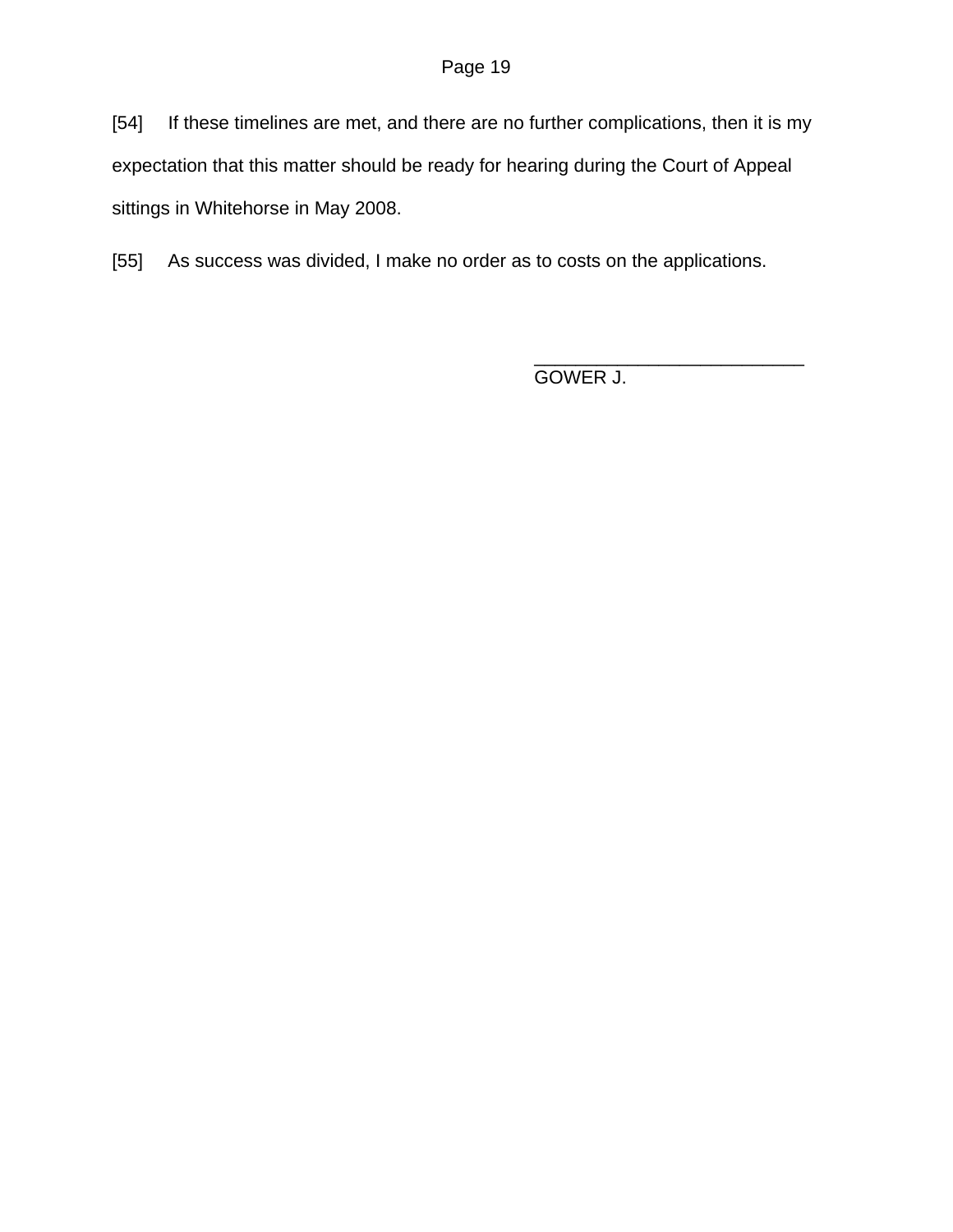[54] If these timelines are met, and there are no further complications, then it is my expectation that this matter should be ready for hearing during the Court of Appeal sittings in Whitehorse in May 2008.

[55] As success was divided, I make no order as to costs on the applications.

___________________________
GOWER J.